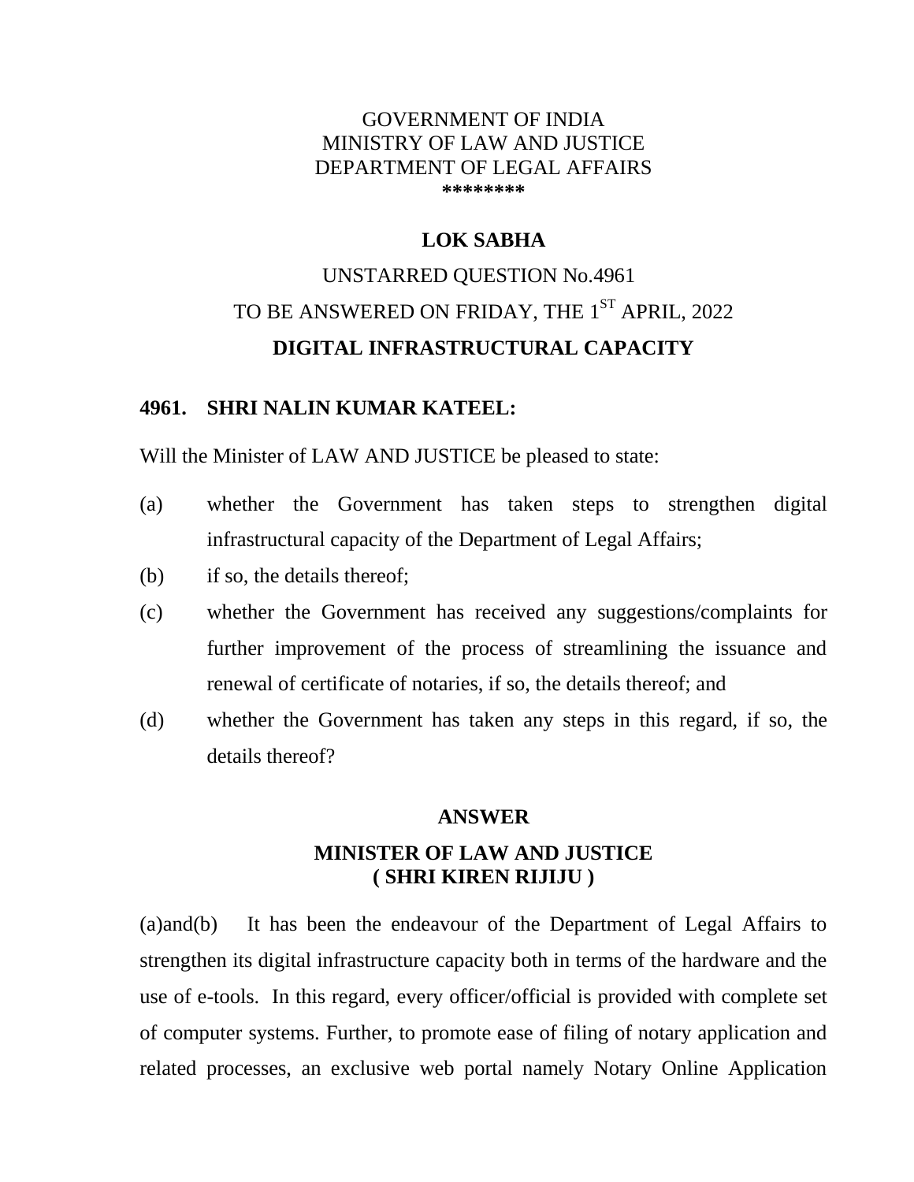GOVERNMENT OF INDIA
MINISTRY OF LAW AND JUSTICE
DEPARTMENT OF LEGAL AFFAIRS
********

**LOK SABHA**

UNSTARRED QUESTION No.4961

TO BE ANSWERED ON FRIDAY, THE 1ST APRIL, 2022

**DIGITAL INFRASTRUCTURAL CAPACITY**

**4961. SHRI NALIN KUMAR KATEEL:**

Will the Minister of LAW AND JUSTICE be pleased to state:

(a) whether the Government has taken steps to strengthen digital infrastructural capacity of the Department of Legal Affairs;

(b) if so, the details thereof;

(c) whether the Government has received any suggestions/complaints for further improvement of the process of streamlining the issuance and renewal of certificate of notaries, if so, the details thereof; and

(d) whether the Government has taken any steps in this regard, if so, the details thereof?

**ANSWER**

**MINISTER OF LAW AND JUSTICE**
**( SHRI KIREN RIJIJU )**

(a)and(b) It has been the endeavour of the Department of Legal Affairs to strengthen its digital infrastructure capacity both in terms of the hardware and the use of e-tools. In this regard, every officer/official is provided with complete set of computer systems. Further, to promote ease of filing of notary application and related processes, an exclusive web portal namely Notary Online Application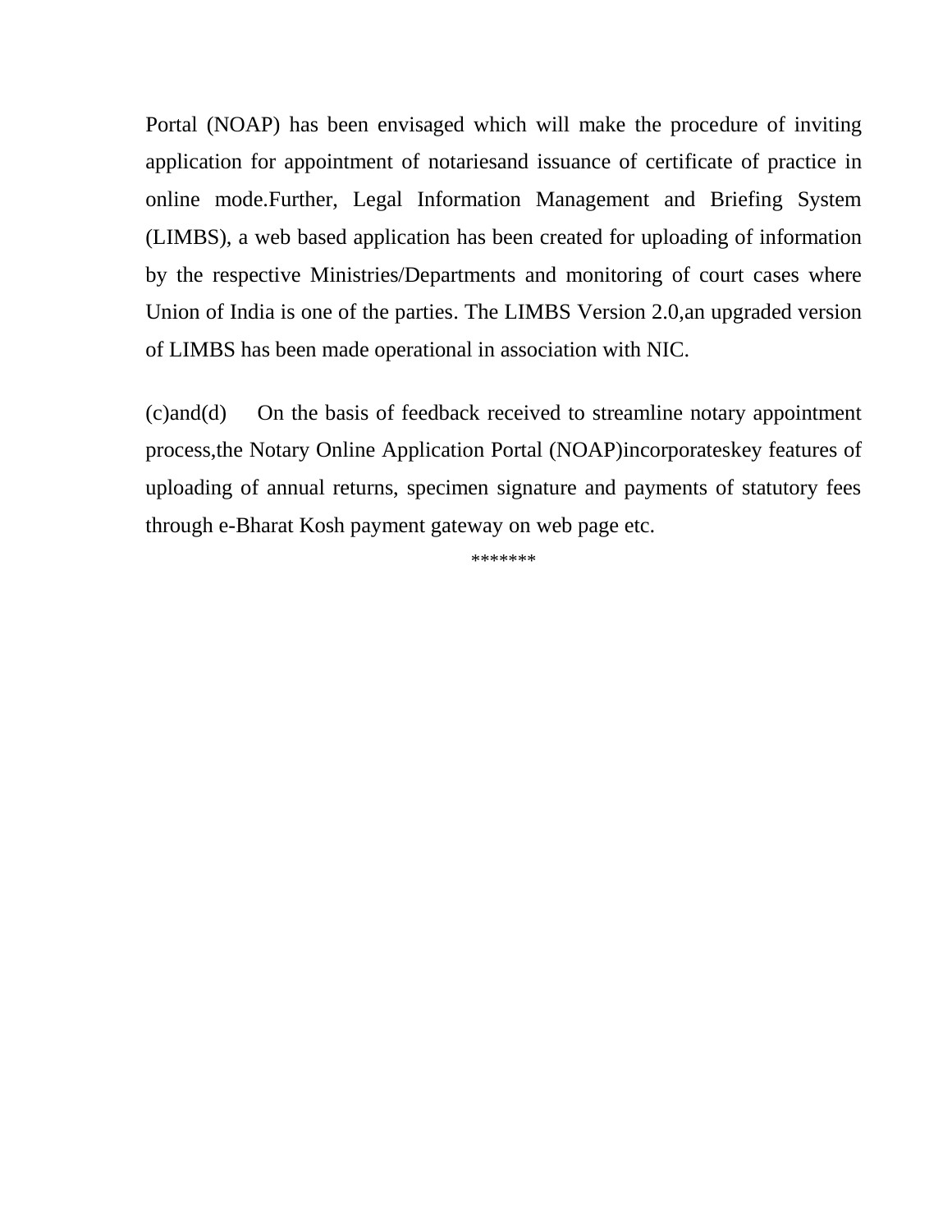Portal (NOAP) has been envisaged which will make the procedure of inviting application for appointment of notariesand issuance of certificate of practice in online mode.Further, Legal Information Management and Briefing System (LIMBS), a web based application has been created for uploading of information by the respective Ministries/Departments and monitoring of court cases where Union of India is one of the parties. The LIMBS Version 2.0,an upgraded version of LIMBS has been made operational in association with NIC.

(c)and(d) On the basis of feedback received to streamline notary appointment process,the Notary Online Application Portal (NOAP)incorporateskey features of uploading of annual returns, specimen signature and payments of statutory fees through e-Bharat Kosh payment gateway on web page etc.

*******